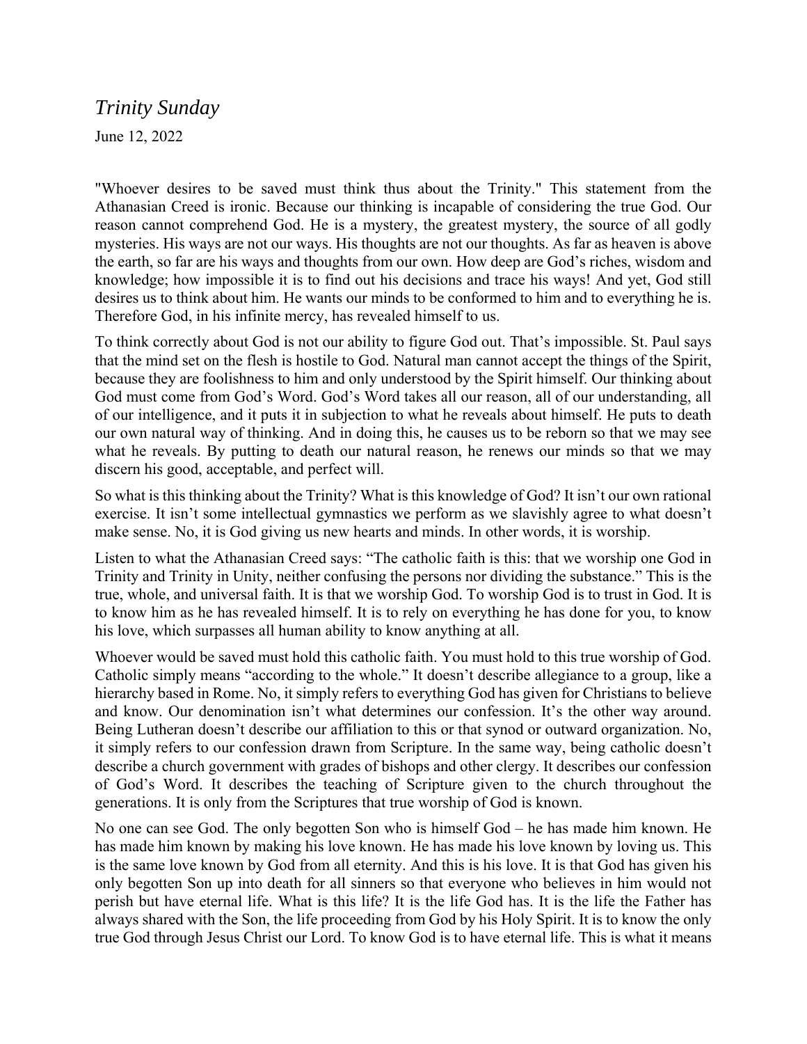# *Trinity Sunday*

June 12, 2022

"Whoever desires to be saved must think thus about the Trinity." This statement from the Athanasian Creed is ironic. Because our thinking is incapable of considering the true God. Our reason cannot comprehend God. He is a mystery, the greatest mystery, the source of all godly mysteries. His ways are not our ways. His thoughts are not our thoughts. As far as heaven is above the earth, so far are his ways and thoughts from our own. How deep are God's riches, wisdom and knowledge; how impossible it is to find out his decisions and trace his ways! And yet, God still desires us to think about him. He wants our minds to be conformed to him and to everything he is. Therefore God, in his infinite mercy, has revealed himself to us.

To think correctly about God is not our ability to figure God out. That's impossible. St. Paul says that the mind set on the flesh is hostile to God. Natural man cannot accept the things of the Spirit, because they are foolishness to him and only understood by the Spirit himself. Our thinking about God must come from God's Word. God's Word takes all our reason, all of our understanding, all of our intelligence, and it puts it in subjection to what he reveals about himself. He puts to death our own natural way of thinking. And in doing this, he causes us to be reborn so that we may see what he reveals. By putting to death our natural reason, he renews our minds so that we may discern his good, acceptable, and perfect will.

So what is this thinking about the Trinity? What is this knowledge of God? It isn't our own rational exercise. It isn't some intellectual gymnastics we perform as we slavishly agree to what doesn't make sense. No, it is God giving us new hearts and minds. In other words, it is worship.

Listen to what the Athanasian Creed says: "The catholic faith is this: that we worship one God in Trinity and Trinity in Unity, neither confusing the persons nor dividing the substance." This is the true, whole, and universal faith. It is that we worship God. To worship God is to trust in God. It is to know him as he has revealed himself. It is to rely on everything he has done for you, to know his love, which surpasses all human ability to know anything at all.

Whoever would be saved must hold this catholic faith. You must hold to this true worship of God. Catholic simply means "according to the whole." It doesn't describe allegiance to a group, like a hierarchy based in Rome. No, it simply refers to everything God has given for Christians to believe and know. Our denomination isn't what determines our confession. It's the other way around. Being Lutheran doesn't describe our affiliation to this or that synod or outward organization. No, it simply refers to our confession drawn from Scripture. In the same way, being catholic doesn't describe a church government with grades of bishops and other clergy. It describes our confession of God's Word. It describes the teaching of Scripture given to the church throughout the generations. It is only from the Scriptures that true worship of God is known.

No one can see God. The only begotten Son who is himself God – he has made him known. He has made him known by making his love known. He has made his love known by loving us. This is the same love known by God from all eternity. And this is his love. It is that God has given his only begotten Son up into death for all sinners so that everyone who believes in him would not perish but have eternal life. What is this life? It is the life God has. It is the life the Father has always shared with the Son, the life proceeding from God by his Holy Spirit. It is to know the only true God through Jesus Christ our Lord. To know God is to have eternal life. This is what it means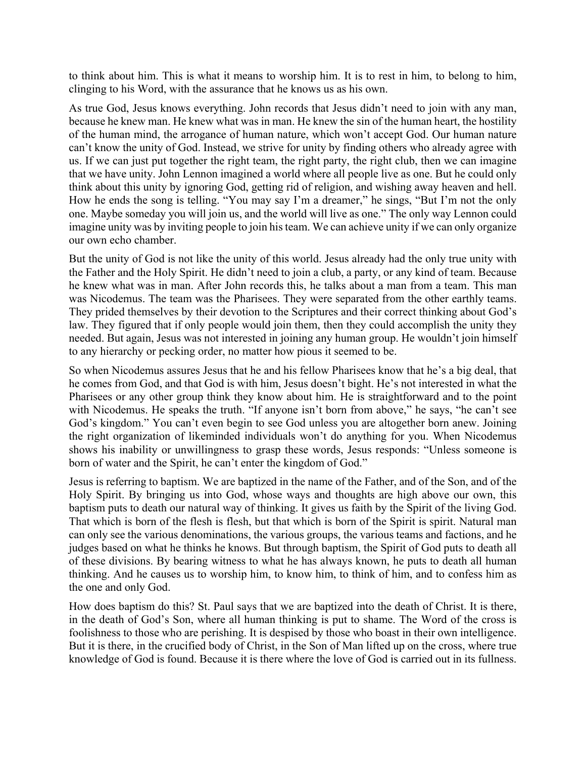to think about him. This is what it means to worship him. It is to rest in him, to belong to him, clinging to his Word, with the assurance that he knows us as his own.

As true God, Jesus knows everything. John records that Jesus didn't need to join with any man, because he knew man. He knew what was in man. He knew the sin of the human heart, the hostility of the human mind, the arrogance of human nature, which won't accept God. Our human nature can't know the unity of God. Instead, we strive for unity by finding others who already agree with us. If we can just put together the right team, the right party, the right club, then we can imagine that we have unity. John Lennon imagined a world where all people live as one. But he could only think about this unity by ignoring God, getting rid of religion, and wishing away heaven and hell. How he ends the song is telling. "You may say I'm a dreamer," he sings, "But I'm not the only one. Maybe someday you will join us, and the world will live as one." The only way Lennon could imagine unity was by inviting people to join his team. We can achieve unity if we can only organize our own echo chamber.

But the unity of God is not like the unity of this world. Jesus already had the only true unity with the Father and the Holy Spirit. He didn't need to join a club, a party, or any kind of team. Because he knew what was in man. After John records this, he talks about a man from a team. This man was Nicodemus. The team was the Pharisees. They were separated from the other earthly teams. They prided themselves by their devotion to the Scriptures and their correct thinking about God's law. They figured that if only people would join them, then they could accomplish the unity they needed. But again, Jesus was not interested in joining any human group. He wouldn't join himself to any hierarchy or pecking order, no matter how pious it seemed to be.

So when Nicodemus assures Jesus that he and his fellow Pharisees know that he's a big deal, that he comes from God, and that God is with him, Jesus doesn't bight. He's not interested in what the Pharisees or any other group think they know about him. He is straightforward and to the point with Nicodemus. He speaks the truth. "If anyone isn't born from above," he says, "he can't see God's kingdom." You can't even begin to see God unless you are altogether born anew. Joining the right organization of likeminded individuals won't do anything for you. When Nicodemus shows his inability or unwillingness to grasp these words, Jesus responds: "Unless someone is born of water and the Spirit, he can't enter the kingdom of God."

Jesus is referring to baptism. We are baptized in the name of the Father, and of the Son, and of the Holy Spirit. By bringing us into God, whose ways and thoughts are high above our own, this baptism puts to death our natural way of thinking. It gives us faith by the Spirit of the living God. That which is born of the flesh is flesh, but that which is born of the Spirit is spirit. Natural man can only see the various denominations, the various groups, the various teams and factions, and he judges based on what he thinks he knows. But through baptism, the Spirit of God puts to death all of these divisions. By bearing witness to what he has always known, he puts to death all human thinking. And he causes us to worship him, to know him, to think of him, and to confess him as the one and only God.

How does baptism do this? St. Paul says that we are baptized into the death of Christ. It is there, in the death of God's Son, where all human thinking is put to shame. The Word of the cross is foolishness to those who are perishing. It is despised by those who boast in their own intelligence. But it is there, in the crucified body of Christ, in the Son of Man lifted up on the cross, where true knowledge of God is found. Because it is there where the love of God is carried out in its fullness.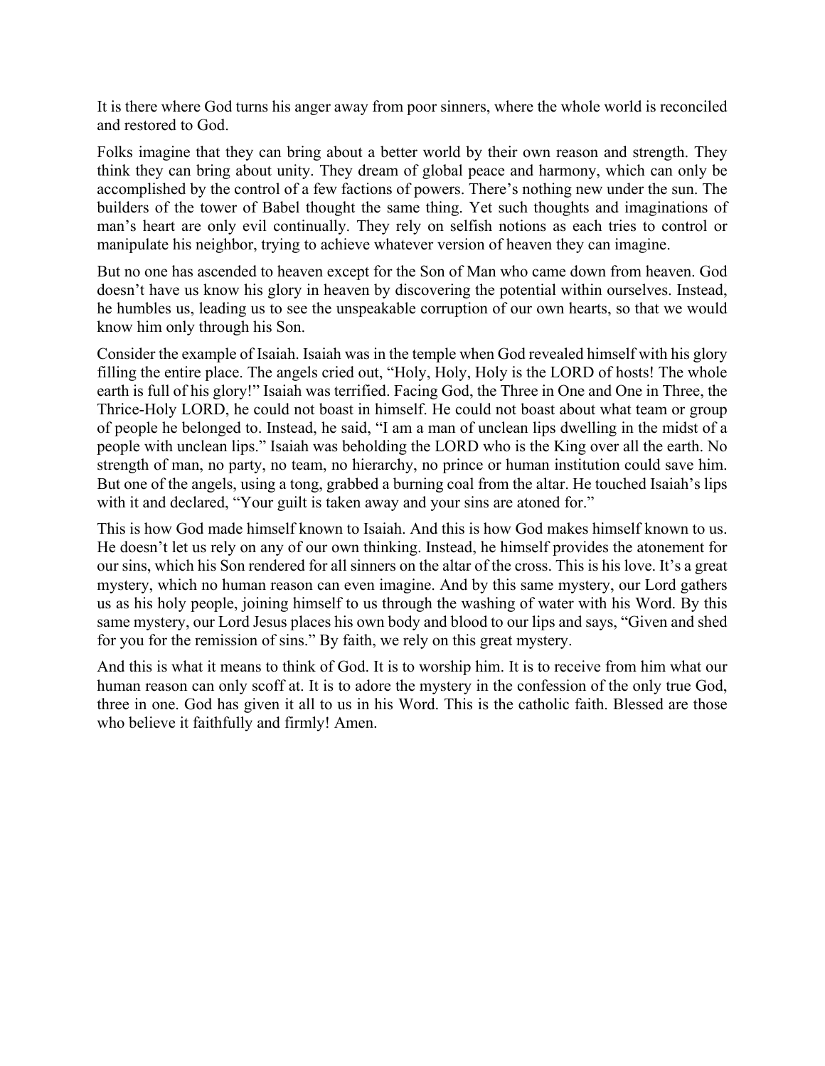It is there where God turns his anger away from poor sinners, where the whole world is reconciled and restored to God.

Folks imagine that they can bring about a better world by their own reason and strength. They think they can bring about unity. They dream of global peace and harmony, which can only be accomplished by the control of a few factions of powers. There's nothing new under the sun. The builders of the tower of Babel thought the same thing. Yet such thoughts and imaginations of man's heart are only evil continually. They rely on selfish notions as each tries to control or manipulate his neighbor, trying to achieve whatever version of heaven they can imagine.

But no one has ascended to heaven except for the Son of Man who came down from heaven. God doesn't have us know his glory in heaven by discovering the potential within ourselves. Instead, he humbles us, leading us to see the unspeakable corruption of our own hearts, so that we would know him only through his Son.

Consider the example of Isaiah. Isaiah was in the temple when God revealed himself with his glory filling the entire place. The angels cried out, "Holy, Holy, Holy is the LORD of hosts! The whole earth is full of his glory!" Isaiah was terrified. Facing God, the Three in One and One in Three, the Thrice-Holy LORD, he could not boast in himself. He could not boast about what team or group of people he belonged to. Instead, he said, "I am a man of unclean lips dwelling in the midst of a people with unclean lips." Isaiah was beholding the LORD who is the King over all the earth. No strength of man, no party, no team, no hierarchy, no prince or human institution could save him. But one of the angels, using a tong, grabbed a burning coal from the altar. He touched Isaiah's lips with it and declared, "Your guilt is taken away and your sins are atoned for."

This is how God made himself known to Isaiah. And this is how God makes himself known to us. He doesn't let us rely on any of our own thinking. Instead, he himself provides the atonement for our sins, which his Son rendered for all sinners on the altar of the cross. This is his love. It's a great mystery, which no human reason can even imagine. And by this same mystery, our Lord gathers us as his holy people, joining himself to us through the washing of water with his Word. By this same mystery, our Lord Jesus places his own body and blood to our lips and says, "Given and shed for you for the remission of sins." By faith, we rely on this great mystery.

And this is what it means to think of God. It is to worship him. It is to receive from him what our human reason can only scoff at. It is to adore the mystery in the confession of the only true God, three in one. God has given it all to us in his Word. This is the catholic faith. Blessed are those who believe it faithfully and firmly! Amen.